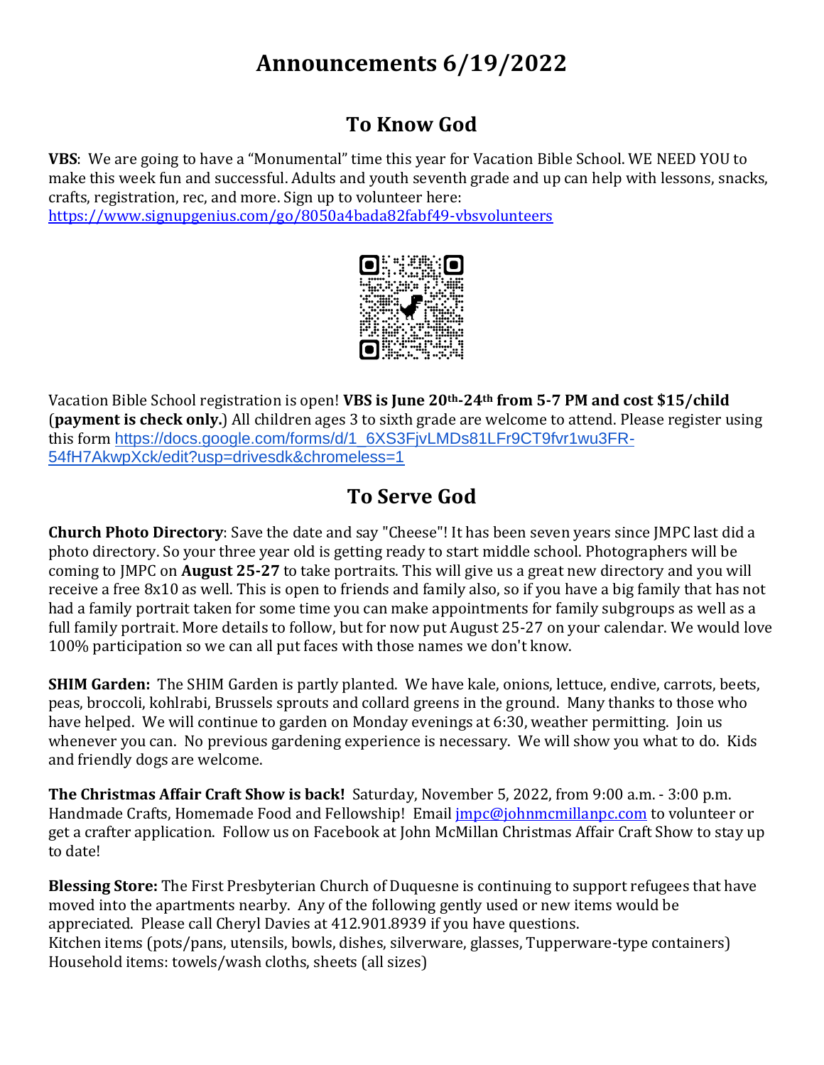# Announcements 6/19/2022

## To Know God

**VBS**: We are going to have a "Monumental" time this year for Vacation Bible School. WE NEED YOU to make this week fun and successful. Adults and youth seventh grade and up can help with lessons, snacks, crafts, registration, rec, and more. Sign up to volunteer here: https://www.signupgenius.com/go/8050a4bada82fabf49-vbsvolunteers

Vacation Bible School registration is open! **VBS is June 20th-24th from 5-7 PM and cost $15/child** (**payment is check only.**) All children ages 3 to sixth grade are welcome to attend. Please register using this form https://docs.google.com/forms/d/1_6XS3FjvLMDs81LFr9CT9fvr1wu3FR-54fH7AkwpXck/edit?usp=drivesdk&chromeless=1

## To Serve God

**Church Photo Directory**: Save the date and say "Cheese"! It has been seven years since JMPC last did a photo directory. So your three year old is getting ready to start middle school. Photographers will be coming to JMPC on **August 25-27** to take portraits. This will give us a great new directory and you will receive a free 8x10 as well. This is open to friends and family also, so if you have a big family that has not had a family portrait taken for some time you can make appointments for family subgroups as well as a full family portrait. More details to follow, but for now put August 25-27 on your calendar. We would love 100% participation so we can all put faces with those names we don't know.

**SHIM Garden:** The SHIM Garden is partly planted. We have kale, onions, lettuce, endive, carrots, beets, peas, broccoli, kohlrabi, Brussels sprouts and collard greens in the ground. Many thanks to those who have helped. We will continue to garden on Monday evenings at 6:30, weather permitting. Join us whenever you can. No previous gardening experience is necessary. We will show you what to do. Kids and friendly dogs are welcome.

**The Christmas Affair Craft Show is back!** Saturday, November 5, 2022, from 9:00 a.m. - 3:00 p.m. Handmade Crafts, Homemade Food and Fellowship! Email jmpc@johnmcmillanpc.com to volunteer or get a crafter application. Follow us on Facebook at John McMillan Christmas Affair Craft Show to stay up to date!

**Blessing Store:** The First Presbyterian Church of Duquesne is continuing to support refugees that have moved into the apartments nearby. Any of the following gently used or new items would be appreciated. Please call Cheryl Davies at 412.901.8939 if you have questions.
Kitchen items (pots/pans, utensils, bowls, dishes, silverware, glasses, Tupperware-type containers)
Household items: towels/wash cloths, sheets (all sizes)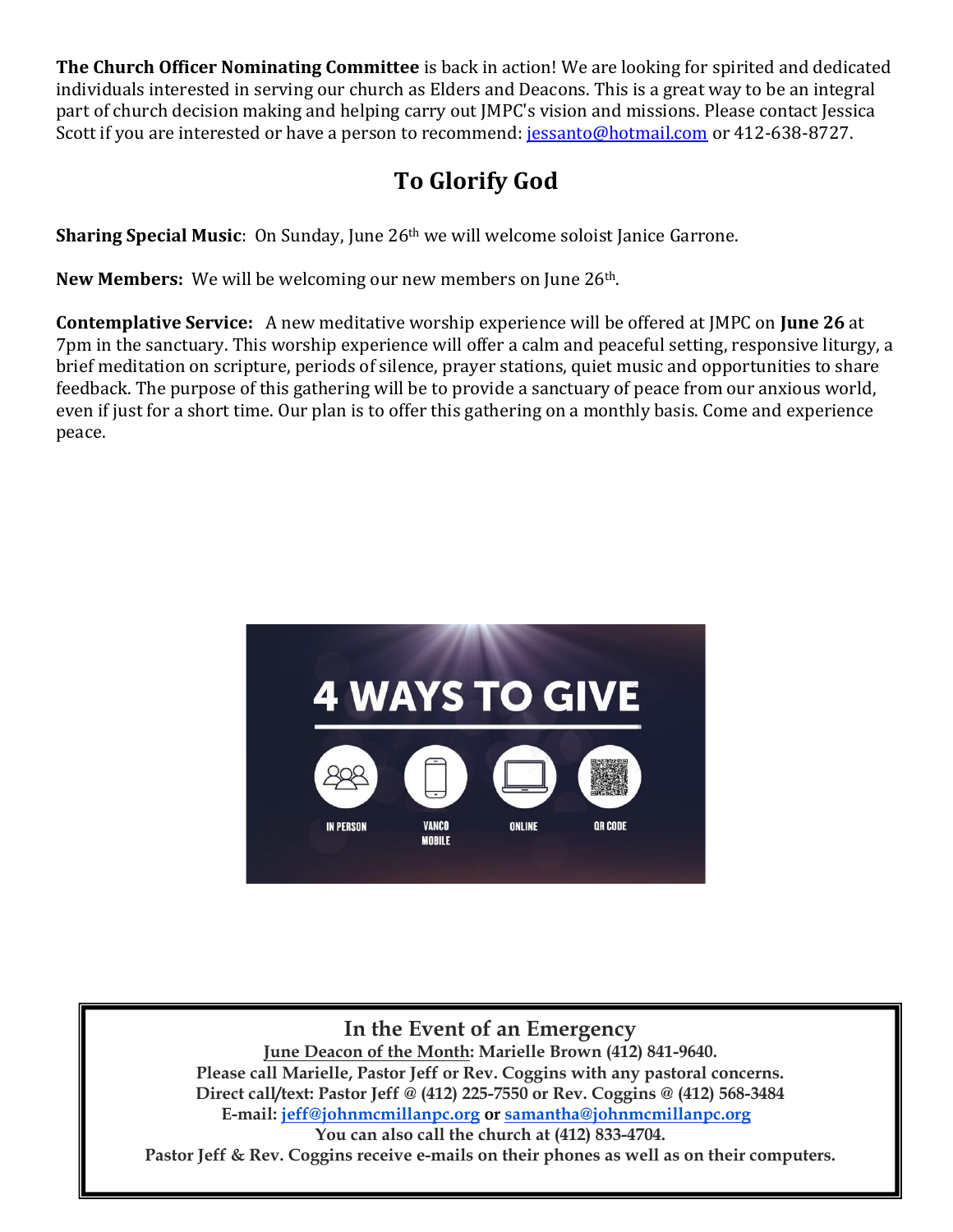**The Church Officer Nominating Committee** is back in action! We are looking for spirited and dedicated individuals interested in serving our church as Elders and Deacons. This is a great way to be an integral part of church decision making and helping carry out JMPC's vision and missions. Please contact Jessica Scott if you are interested or have a person to recommend: jessanto@hotmail.com or 412-638-8727.

## To Glorify God

**Sharing Special Music**: On Sunday, June 26th we will welcome soloist Janice Garrone.

**New Members:** We will be welcoming our new members on June 26th.

**Contemplative Service:** A new meditative worship experience will be offered at JMPC on **June 26** at 7pm in the sanctuary. This worship experience will offer a calm and peaceful setting, responsive liturgy, a brief meditation on scripture, periods of silence, prayer stations, quiet music and opportunities to share feedback. The purpose of this gathering will be to provide a sanctuary of peace from our anxious world, even if just for a short time. Our plan is to offer this gathering on a monthly basis. Come and experience peace.

4 WAYS TO GIVE

IN PERSON

VANCO MOBILE

ONLINE

QR CODE

**In the Event of an Emergency**

**June Deacon of the Month: Marielle Brown (412) 841-9640.**
**Please call Marielle, Pastor Jeff or Rev. Coggins with any pastoral concerns.**
**Direct call/text: Pastor Jeff @ (412) 225-7550 or Rev. Coggins @ (412) 568-3484**
**E-mail: jeff@johnmcmillanpc.org or samantha@johnmcmillanpc.org**
**You can also call the church at (412) 833-4704.**
**Pastor Jeff & Rev. Coggins receive e-mails on their phones as well as on their computers.**